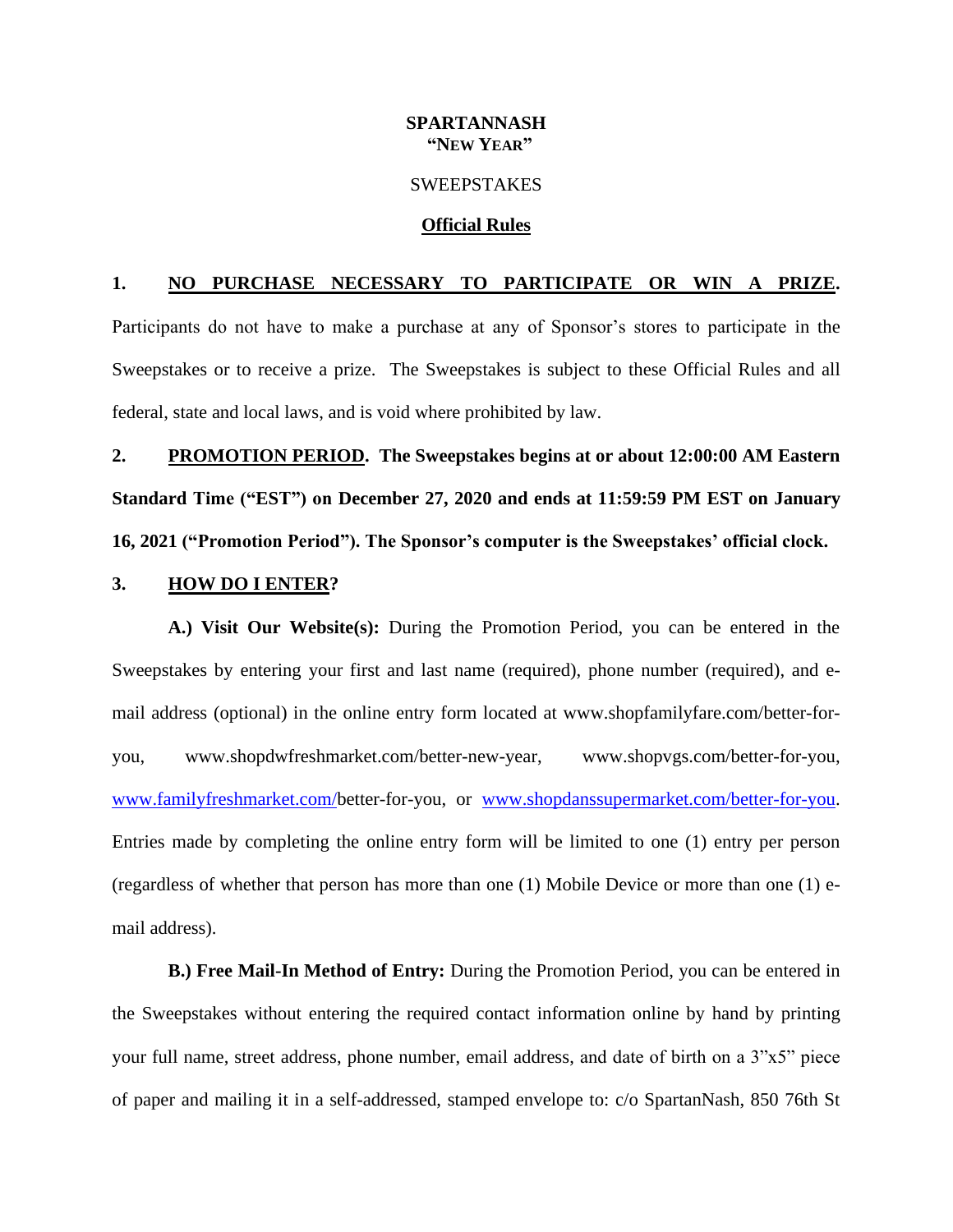# SPARTANNASH
## "NEW YEAR"

SWEEPSTAKES

**Official Rules**

**1. NO PURCHASE NECESSARY TO PARTICIPATE OR WIN A PRIZE.** Participants do not have to make a purchase at any of Sponsor's stores to participate in the Sweepstakes or to receive a prize. The Sweepstakes is subject to these Official Rules and all federal, state and local laws, and is void where prohibited by law.

**2. PROMOTION PERIOD. The Sweepstakes begins at or about 12:00:00 AM Eastern Standard Time ("EST") on December 27, 2020 and ends at 11:59:59 PM EST on January 16, 2021 ("Promotion Period"). The Sponsor's computer is the Sweepstakes' official clock.**

**3. HOW DO I ENTER?**

**A.) Visit Our Website(s):** During the Promotion Period, you can be entered in the Sweepstakes by entering your first and last name (required), phone number (required), and e-mail address (optional) in the online entry form located at www.shopfamilyfare.com/better-for-you, www.shopdwfreshmarket.com/better-new-year, www.shopvgs.com/better-for-you, www.familyfreshmarket.com/better-for-you, or www.shopdanssupermarket.com/better-for-you. Entries made by completing the online entry form will be limited to one (1) entry per person (regardless of whether that person has more than one (1) Mobile Device or more than one (1) e-mail address).

**B.) Free Mail-In Method of Entry:** During the Promotion Period, you can be entered in the Sweepstakes without entering the required contact information online by hand by printing your full name, street address, phone number, email address, and date of birth on a 3"x5" piece of paper and mailing it in a self-addressed, stamped envelope to: c/o SpartanNash, 850 76th St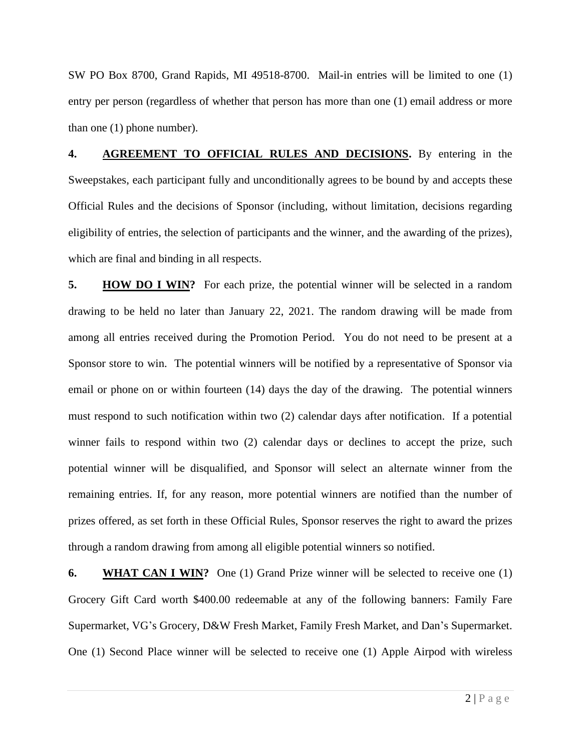SW PO Box 8700, Grand Rapids, MI 49518-8700. Mail-in entries will be limited to one (1) entry per person (regardless of whether that person has more than one (1) email address or more than one (1) phone number).

**4. AGREEMENT TO OFFICIAL RULES AND DECISIONS.** By entering in the Sweepstakes, each participant fully and unconditionally agrees to be bound by and accepts these Official Rules and the decisions of Sponsor (including, without limitation, decisions regarding eligibility of entries, the selection of participants and the winner, and the awarding of the prizes), which are final and binding in all respects.

**5. HOW DO I WIN?** For each prize, the potential winner will be selected in a random drawing to be held no later than January 22, 2021. The random drawing will be made from among all entries received during the Promotion Period. You do not need to be present at a Sponsor store to win. The potential winners will be notified by a representative of Sponsor via email or phone on or within fourteen (14) days the day of the drawing. The potential winners must respond to such notification within two (2) calendar days after notification. If a potential winner fails to respond within two (2) calendar days or declines to accept the prize, such potential winner will be disqualified, and Sponsor will select an alternate winner from the remaining entries. If, for any reason, more potential winners are notified than the number of prizes offered, as set forth in these Official Rules, Sponsor reserves the right to award the prizes through a random drawing from among all eligible potential winners so notified.

**6. WHAT CAN I WIN?** One (1) Grand Prize winner will be selected to receive one (1) Grocery Gift Card worth $400.00 redeemable at any of the following banners: Family Fare Supermarket, VG's Grocery, D&W Fresh Market, Family Fresh Market, and Dan's Supermarket. One (1) Second Place winner will be selected to receive one (1) Apple Airpod with wireless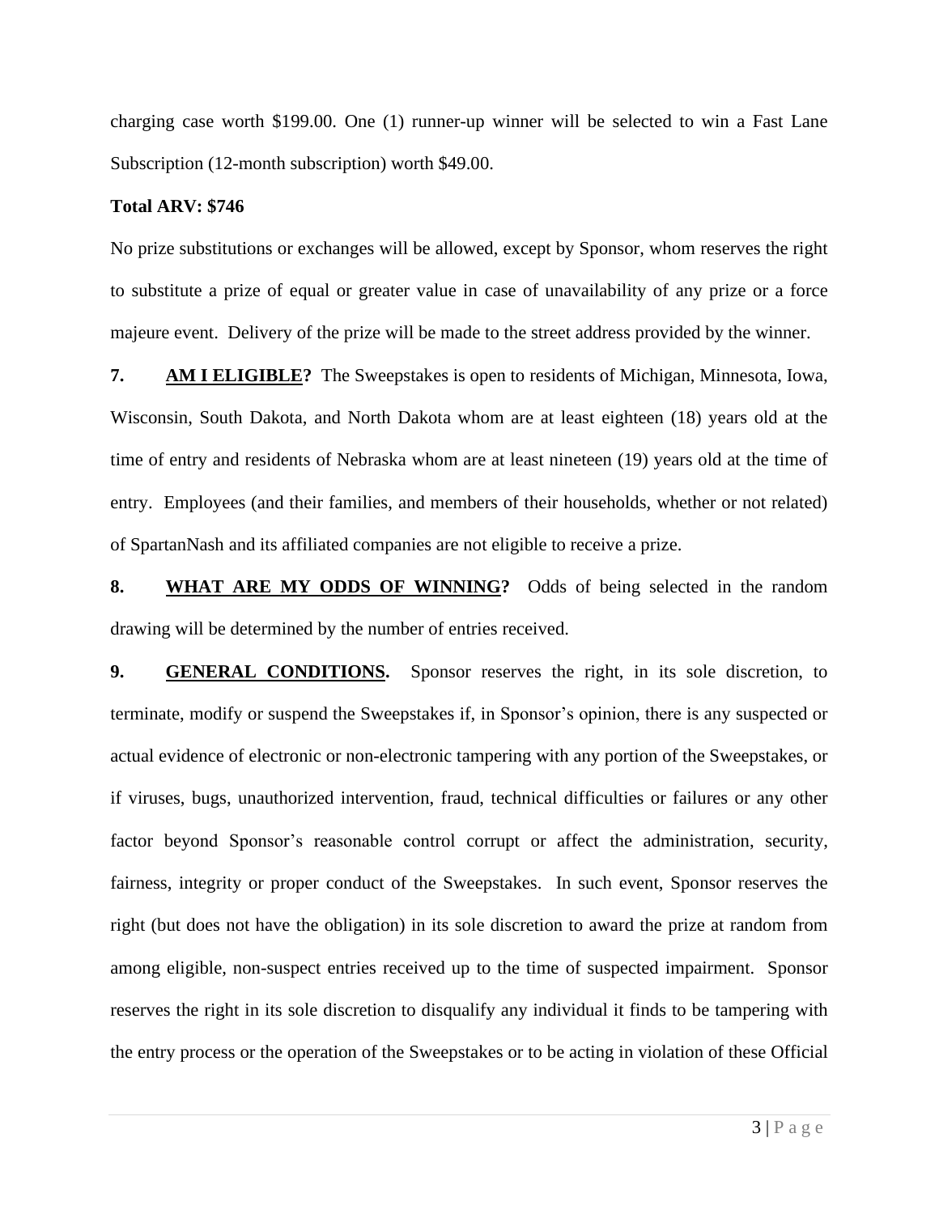charging case worth $199.00. One (1) runner-up winner will be selected to win a Fast Lane Subscription (12-month subscription) worth $49.00.

**Total ARV: $746**

No prize substitutions or exchanges will be allowed, except by Sponsor, whom reserves the right to substitute a prize of equal or greater value in case of unavailability of any prize or a force majeure event. Delivery of the prize will be made to the street address provided by the winner.

**7. AM I ELIGIBLE?** The Sweepstakes is open to residents of Michigan, Minnesota, Iowa, Wisconsin, South Dakota, and North Dakota whom are at least eighteen (18) years old at the time of entry and residents of Nebraska whom are at least nineteen (19) years old at the time of entry. Employees (and their families, and members of their households, whether or not related) of SpartanNash and its affiliated companies are not eligible to receive a prize.

**8. WHAT ARE MY ODDS OF WINNING?** Odds of being selected in the random drawing will be determined by the number of entries received.

**9. GENERAL CONDITIONS.** Sponsor reserves the right, in its sole discretion, to terminate, modify or suspend the Sweepstakes if, in Sponsor's opinion, there is any suspected or actual evidence of electronic or non-electronic tampering with any portion of the Sweepstakes, or if viruses, bugs, unauthorized intervention, fraud, technical difficulties or failures or any other factor beyond Sponsor's reasonable control corrupt or affect the administration, security, fairness, integrity or proper conduct of the Sweepstakes. In such event, Sponsor reserves the right (but does not have the obligation) in its sole discretion to award the prize at random from among eligible, non-suspect entries received up to the time of suspected impairment. Sponsor reserves the right in its sole discretion to disqualify any individual it finds to be tampering with the entry process or the operation of the Sweepstakes or to be acting in violation of these Official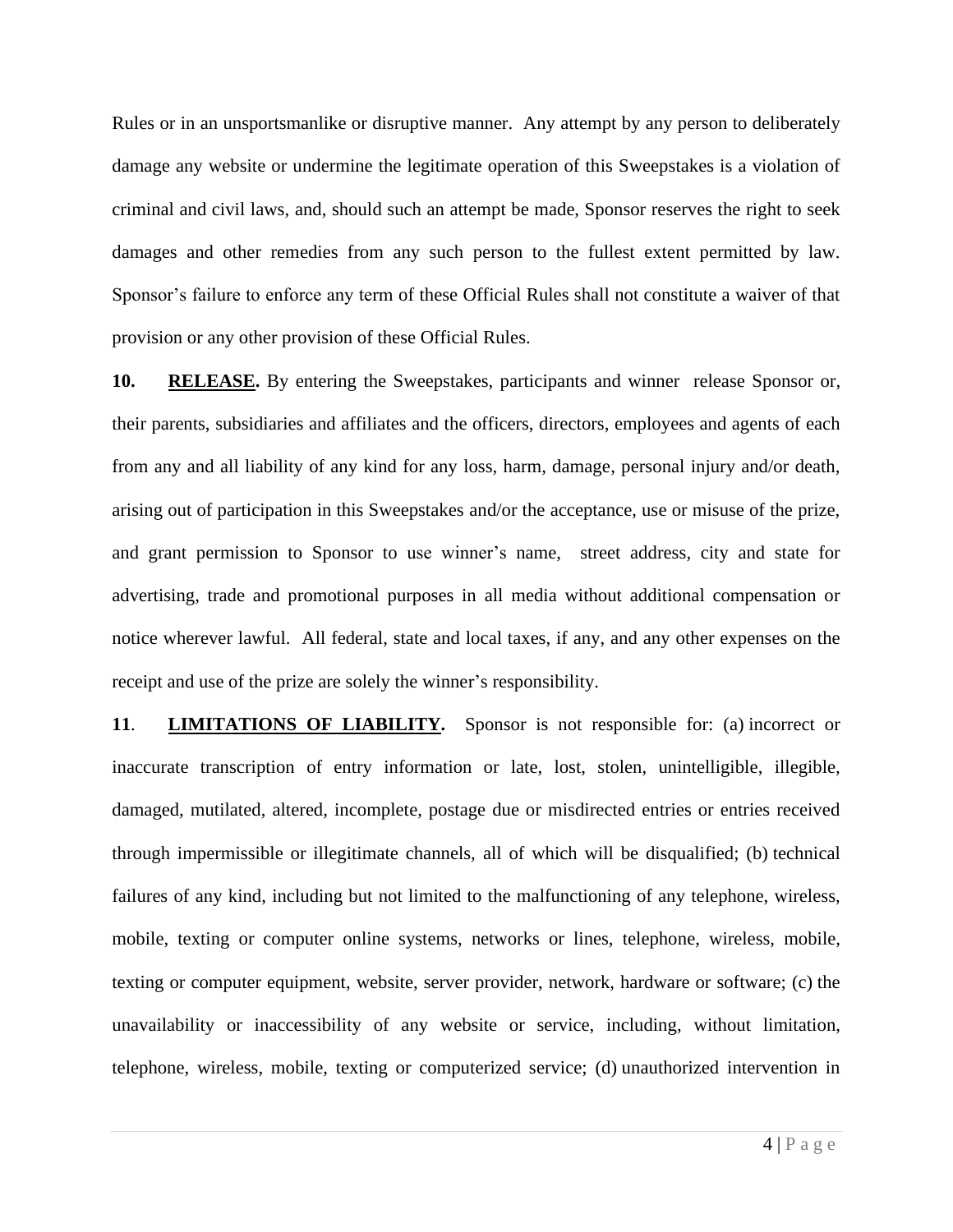Rules or in an unsportsmanlike or disruptive manner. Any attempt by any person to deliberately damage any website or undermine the legitimate operation of this Sweepstakes is a violation of criminal and civil laws, and, should such an attempt be made, Sponsor reserves the right to seek damages and other remedies from any such person to the fullest extent permitted by law. Sponsor's failure to enforce any term of these Official Rules shall not constitute a waiver of that provision or any other provision of these Official Rules.

**10.** **RELEASE.** By entering the Sweepstakes, participants and winner release Sponsor or, their parents, subsidiaries and affiliates and the officers, directors, employees and agents of each from any and all liability of any kind for any loss, harm, damage, personal injury and/or death, arising out of participation in this Sweepstakes and/or the acceptance, use or misuse of the prize, and grant permission to Sponsor to use winner's name, street address, city and state for advertising, trade and promotional purposes in all media without additional compensation or notice wherever lawful. All federal, state and local taxes, if any, and any other expenses on the receipt and use of the prize are solely the winner's responsibility.

**11**. **LIMITATIONS OF LIABILITY.** Sponsor is not responsible for: (a) incorrect or inaccurate transcription of entry information or late, lost, stolen, unintelligible, illegible, damaged, mutilated, altered, incomplete, postage due or misdirected entries or entries received through impermissible or illegitimate channels, all of which will be disqualified; (b) technical failures of any kind, including but not limited to the malfunctioning of any telephone, wireless, mobile, texting or computer online systems, networks or lines, telephone, wireless, mobile, texting or computer equipment, website, server provider, network, hardware or software; (c) the unavailability or inaccessibility of any website or service, including, without limitation, telephone, wireless, mobile, texting or computerized service; (d) unauthorized intervention in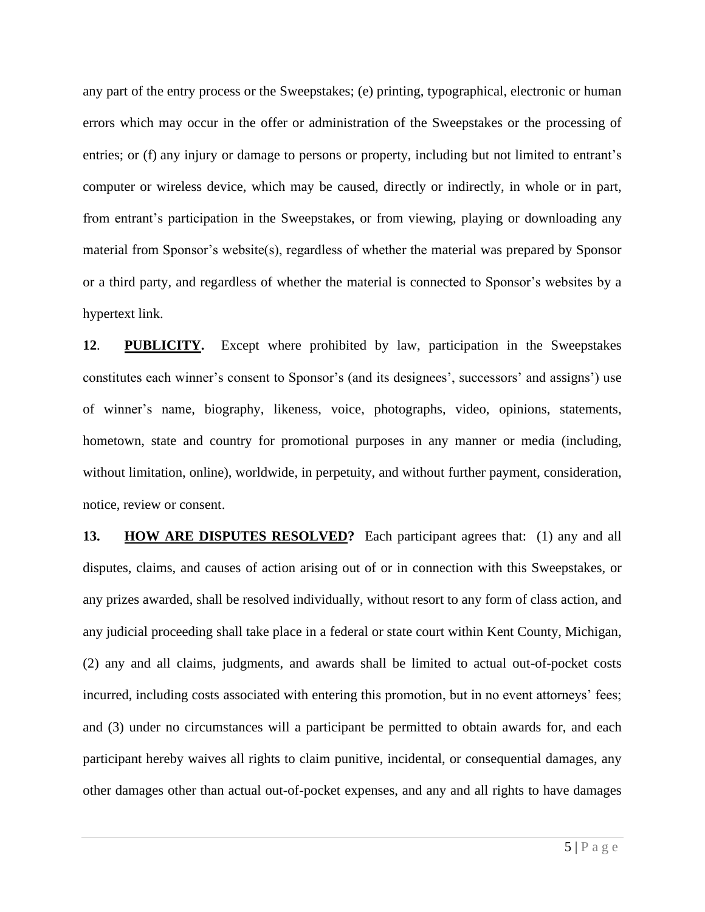any part of the entry process or the Sweepstakes; (e) printing, typographical, electronic or human errors which may occur in the offer or administration of the Sweepstakes or the processing of entries; or (f) any injury or damage to persons or property, including but not limited to entrant's computer or wireless device, which may be caused, directly or indirectly, in whole or in part, from entrant's participation in the Sweepstakes, or from viewing, playing or downloading any material from Sponsor's website(s), regardless of whether the material was prepared by Sponsor or a third party, and regardless of whether the material is connected to Sponsor's websites by a hypertext link.

**12**. **PUBLICITY.** Except where prohibited by law, participation in the Sweepstakes constitutes each winner's consent to Sponsor's (and its designees', successors' and assigns') use of winner's name, biography, likeness, voice, photographs, video, opinions, statements, hometown, state and country for promotional purposes in any manner or media (including, without limitation, online), worldwide, in perpetuity, and without further payment, consideration, notice, review or consent.

**13.** **HOW ARE DISPUTES RESOLVED?** Each participant agrees that: (1) any and all disputes, claims, and causes of action arising out of or in connection with this Sweepstakes, or any prizes awarded, shall be resolved individually, without resort to any form of class action, and any judicial proceeding shall take place in a federal or state court within Kent County, Michigan, (2) any and all claims, judgments, and awards shall be limited to actual out-of-pocket costs incurred, including costs associated with entering this promotion, but in no event attorneys' fees; and (3) under no circumstances will a participant be permitted to obtain awards for, and each participant hereby waives all rights to claim punitive, incidental, or consequential damages, any other damages other than actual out-of-pocket expenses, and any and all rights to have damages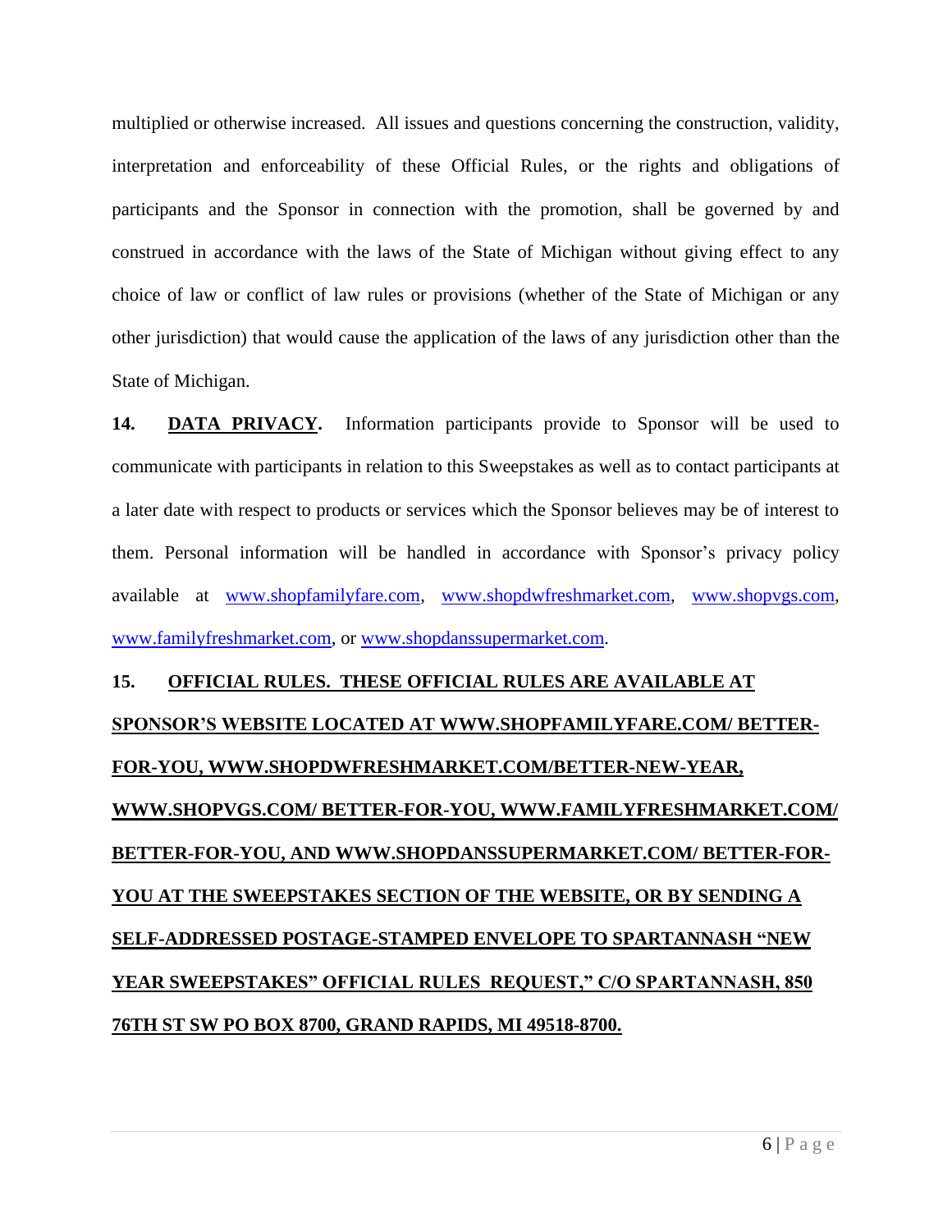multiplied or otherwise increased. All issues and questions concerning the construction, validity, interpretation and enforceability of these Official Rules, or the rights and obligations of participants and the Sponsor in connection with the promotion, shall be governed by and construed in accordance with the laws of the State of Michigan without giving effect to any choice of law or conflict of law rules or provisions (whether of the State of Michigan or any other jurisdiction) that would cause the application of the laws of any jurisdiction other than the State of Michigan.

**14. DATA PRIVACY.** Information participants provide to Sponsor will be used to communicate with participants in relation to this Sweepstakes as well as to contact participants at a later date with respect to products or services which the Sponsor believes may be of interest to them. Personal information will be handled in accordance with Sponsor's privacy policy available at www.shopfamilyfare.com, www.shopdwfreshmarket.com, www.shopvgs.com, www.familyfreshmarket.com, or www.shopdanssupermarket.com.

**15. OFFICIAL RULES. THESE OFFICIAL RULES ARE AVAILABLE AT SPONSOR'S WEBSITE LOCATED AT WWW.SHOPFAMILYFARE.COM/ BETTER-FOR-YOU, WWW.SHOPDWFRESHMARKET.COM/BETTER-NEW-YEAR, WWW.SHOPVGS.COM/ BETTER-FOR-YOU, WWW.FAMILYFRESHMARKET.COM/ BETTER-FOR-YOU, AND WWW.SHOPDANSSUPERMARKET.COM/ BETTER-FOR-YOU AT THE SWEEPSTAKES SECTION OF THE WEBSITE, OR BY SENDING A SELF-ADDRESSED POSTAGE-STAMPED ENVELOPE TO SPARTANNASH "NEW YEAR SWEEPSTAKES" OFFICIAL RULES REQUEST," C/O SPARTANNASH, 850 76TH ST SW PO BOX 8700, GRAND RAPIDS, MI 49518-8700.**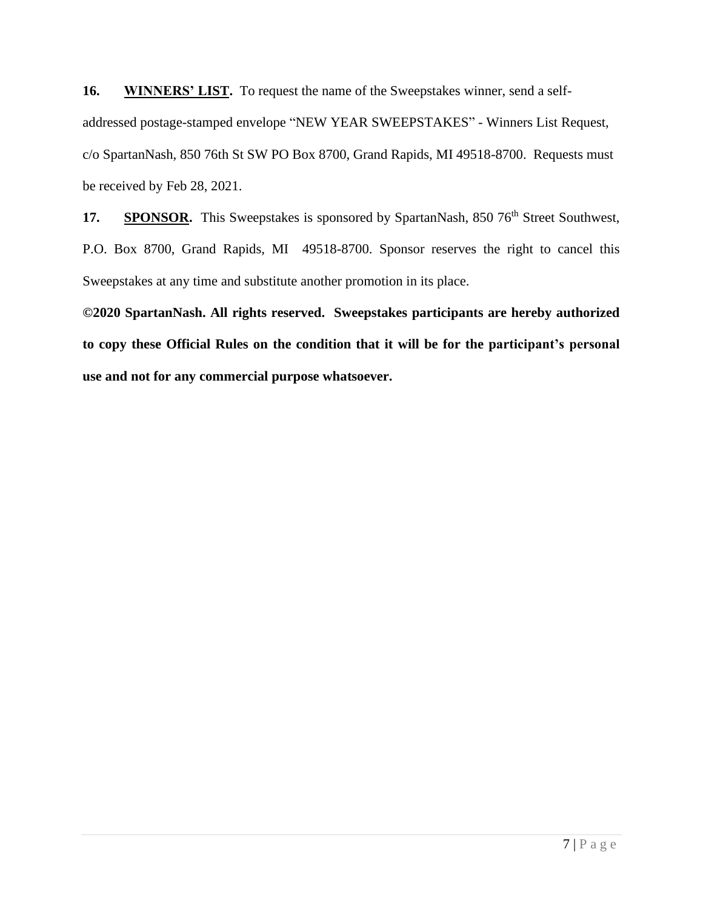**16. <u>WINNERS' LIST</u>.** To request the name of the Sweepstakes winner, send a self-addressed postage-stamped envelope "NEW YEAR SWEEPSTAKES" - Winners List Request, c/o SpartanNash, 850 76th St SW PO Box 8700, Grand Rapids, MI 49518-8700. Requests must be received by Feb 28, 2021.

**17. <u>SPONSOR</u>.** This Sweepstakes is sponsored by SpartanNash, 850 76th Street Southwest, P.O. Box 8700, Grand Rapids, MI 49518-8700. Sponsor reserves the right to cancel this Sweepstakes at any time and substitute another promotion in its place.

**©2020 SpartanNash. All rights reserved. Sweepstakes participants are hereby authorized to copy these Official Rules on the condition that it will be for the participant's personal use and not for any commercial purpose whatsoever.**